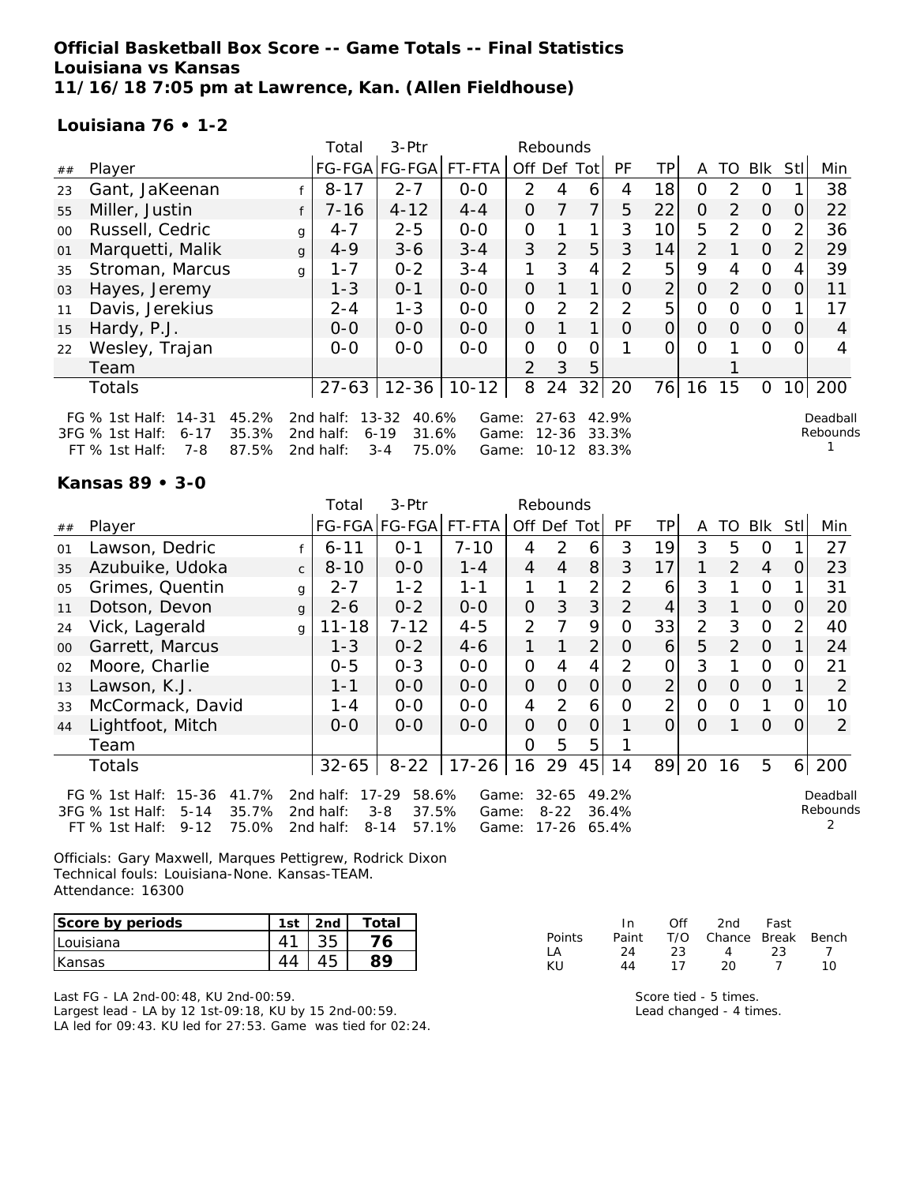**Official Basketball Box Score -- Game Totals -- Final Statistics**
**Louisiana vs Kansas**
**11/16/18 7:05 pm at Lawrence, Kan. (Allen Fieldhouse)**

**Louisiana 76 • 1-2**

| ## | Player | | Total FG-FGA | 3-Ptr FG-FGA | FT-FTA | Rebounds Off | Def | Tot | PF | TP | A | TO | Blk | Stl | Min |
|---|---|---|---|---|---|---|---|---|---|---|---|---|---|---|---|
| 23 | Gant, JaKeenan | f | 8-17 | 2-7 | 0-0 | 2 | 4 | 6 | 4 | 18 | 0 | 2 | 0 | 1 | 38 |
| 55 | Miller, Justin | f | 7-16 | 4-12 | 4-4 | 0 | 7 | 7 | 5 | 22 | 0 | 2 | 0 | 0 | 22 |
| 00 | Russell, Cedric | g | 4-7 | 2-5 | 0-0 | 0 | 1 | 1 | 3 | 10 | 5 | 2 | 0 | 2 | 36 |
| 01 | Marquetti, Malik | g | 4-9 | 3-6 | 3-4 | 3 | 2 | 5 | 3 | 14 | 2 | 1 | 0 | 2 | 29 |
| 35 | Stroman, Marcus | g | 1-7 | 0-2 | 3-4 | 1 | 3 | 4 | 2 | 5 | 9 | 4 | 0 | 4 | 39 |
| 03 | Hayes, Jeremy | | 1-3 | 0-1 | 0-0 | 0 | 1 | 1 | 0 | 2 | 0 | 2 | 0 | 0 | 11 |
| 11 | Davis, Jerekius | | 2-4 | 1-3 | 0-0 | 0 | 2 | 2 | 2 | 5 | 0 | 0 | 0 | 1 | 17 |
| 15 | Hardy, P.J. | | 0-0 | 0-0 | 0-0 | 0 | 1 | 1 | 0 | 0 | 0 | 0 | 0 | 0 | 4 |
| 22 | Wesley, Trajan | | 0-0 | 0-0 | 0-0 | 0 | 0 | 0 | 1 | 0 | 0 | 1 | 0 | 0 | 4 |
| | Team | | | | | 2 | 3 | 5 | | | | 1 | | | |
| | Totals | | 27-63 | 12-36 | 10-12 | 8 | 24 | 32 | 20 | 76 | 16 | 15 | 0 | 10 | 200 |

FG % 1st Half: 14-31 45.2% 2nd half: 13-32 40.6% Game: 27-63 42.9%
3FG % 1st Half: 6-17 35.3% 2nd half: 6-19 31.6% Game: 12-36 33.3%
FT % 1st Half: 7-8 87.5% 2nd half: 3-4 75.0% Game: 10-12 83.3%

Deadball Rebounds 1

**Kansas 89 • 3-0**

| ## | Player | | Total FG-FGA | 3-Ptr FG-FGA | FT-FTA | Rebounds Off | Def | Tot | PF | TP | A | TO | Blk | Stl | Min |
|---|---|---|---|---|---|---|---|---|---|---|---|---|---|---|---|
| 01 | Lawson, Dedric | f | 6-11 | 0-1 | 7-10 | 4 | 2 | 6 | 3 | 19 | 3 | 5 | 0 | 1 | 27 |
| 35 | Azubuike, Udoka | c | 8-10 | 0-0 | 1-4 | 4 | 4 | 8 | 3 | 17 | 1 | 2 | 4 | 0 | 23 |
| 05 | Grimes, Quentin | g | 2-7 | 1-2 | 1-1 | 1 | 1 | 2 | 2 | 6 | 3 | 1 | 0 | 1 | 31 |
| 11 | Dotson, Devon | g | 2-6 | 0-2 | 0-0 | 0 | 3 | 3 | 2 | 4 | 3 | 1 | 0 | 0 | 20 |
| 24 | Vick, Lagerald | g | 11-18 | 7-12 | 4-5 | 2 | 7 | 9 | 0 | 33 | 2 | 3 | 0 | 2 | 40 |
| 00 | Garrett, Marcus | | 1-3 | 0-2 | 4-6 | 1 | 1 | 2 | 0 | 6 | 5 | 2 | 0 | 1 | 24 |
| 02 | Moore, Charlie | | 0-5 | 0-3 | 0-0 | 0 | 4 | 4 | 2 | 0 | 3 | 1 | 0 | 0 | 21 |
| 13 | Lawson, K.J. | | 1-1 | 0-0 | 0-0 | 0 | 0 | 0 | 0 | 2 | 0 | 0 | 0 | 1 | 2 |
| 33 | McCormack, David | | 1-4 | 0-0 | 0-0 | 4 | 2 | 6 | 0 | 2 | 0 | 0 | 1 | 0 | 10 |
| 44 | Lightfoot, Mitch | | 0-0 | 0-0 | 0-0 | 0 | 0 | 0 | 1 | 0 | 0 | 1 | 0 | 0 | 2 |
| | Team | | | | | 0 | 5 | 5 | 1 | | | | | | |
| | Totals | | 32-65 | 8-22 | 17-26 | 16 | 29 | 45 | 14 | 89 | 20 | 16 | 5 | 6 | 200 |

FG % 1st Half: 15-36 41.7% 2nd half: 17-29 58.6% Game: 32-65 49.2%
3FG % 1st Half: 5-14 35.7% 2nd half: 3-8 37.5% Game: 8-22 36.4%
FT % 1st Half: 9-12 75.0% 2nd half: 8-14 57.1% Game: 17-26 65.4%

Deadball Rebounds 2

Officials: Gary Maxwell, Marques Pettigrew, Rodrick Dixon
Technical fouls: Louisiana-None. Kansas-TEAM.
Attendance: 16300

| Score by periods | 1st | 2nd | Total |
|---|---|---|---|
| Louisiana | 41 | 35 | 76 |
| Kansas | 44 | 45 | 89 |

| Points | In Paint | Off T/O | 2nd Chance | Fast Break | Bench |
|---|---|---|---|---|---|
| LA | 24 | 23 | 4 | 23 | 7 |
| KU | 44 | 17 | 20 | 7 | 10 |

Last FG - LA 2nd-00:48, KU 2nd-00:59.
Largest lead - LA by 12 1st-09:18, KU by 15 2nd-00:59.
LA led for 09:43. KU led for 27:53. Game was tied for 02:24.

Score tied - 5 times.
Lead changed - 4 times.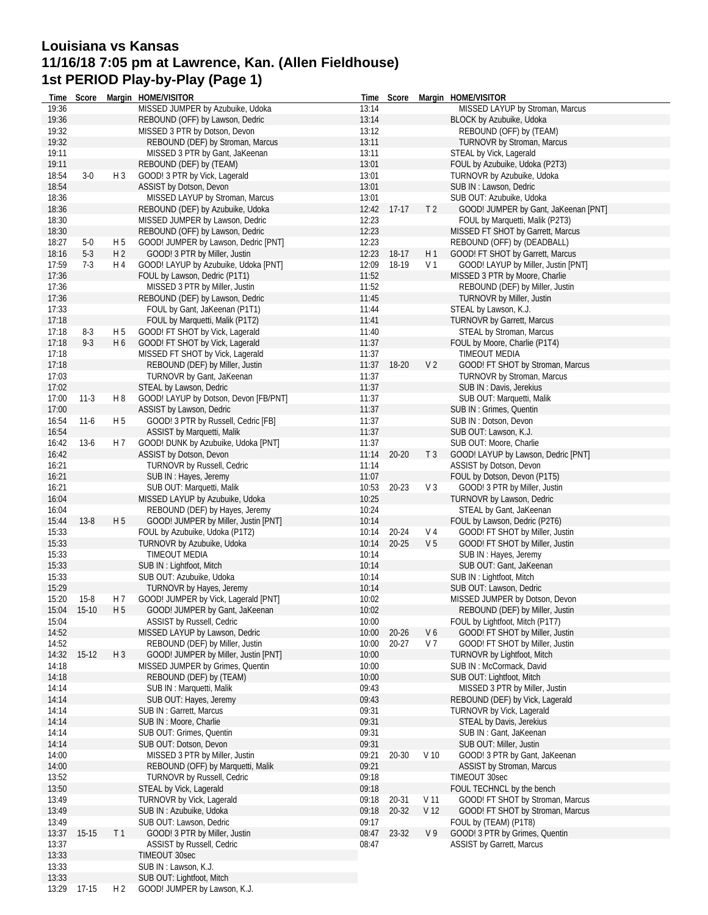# Louisiana vs Kansas
## 11/16/18 7:05 pm at Lawrence, Kan. (Allen Fieldhouse)
## 1st PERIOD Play-by-Play (Page 1)

| Time | Score | Margin | HOME/VISITOR |
|---|---|---|---|
| 19:36 | | | MISSED JUMPER by Azubuike, Udoka |
| 19:36 | | | REBOUND (OFF) by Lawson, Dedric |
| 19:32 | | | MISSED 3 PTR by Dotson, Devon |
| 19:32 | | | REBOUND (DEF) by Stroman, Marcus |
| 19:11 | | | MISSED 3 PTR by Gant, JaKeenan |
| 19:11 | | | REBOUND (DEF) by (TEAM) |
| 18:54 | 3-0 | H 3 | GOOD! 3 PTR by Vick, Lagerald |
| 18:54 | | | ASSIST by Dotson, Devon |
| 18:36 | | | MISSED LAYUP by Stroman, Marcus |
| 18:36 | | | REBOUND (DEF) by Azubuike, Udoka |
| 18:30 | | | MISSED JUMPER by Lawson, Dedric |
| 18:30 | | | REBOUND (OFF) by Lawson, Dedric |
| 18:27 | 5-0 | H 5 | GOOD! JUMPER by Lawson, Dedric [PNT] |
| 18:16 | 5-3 | H 2 | GOOD! 3 PTR by Miller, Justin |
| 17:59 | 7-3 | H 4 | GOOD! LAYUP by Azubuike, Udoka [PNT] |
| 17:36 | | | FOUL by Lawson, Dedric (P1T1) |
| 17:36 | | | MISSED 3 PTR by Miller, Justin |
| 17:36 | | | REBOUND (DEF) by Lawson, Dedric |
| 17:33 | | | FOUL by Gant, JaKeenan (P1T1) |
| 17:18 | | | FOUL by Marquetti, Malik (P1T2) |
| 17:18 | 8-3 | H 5 | GOOD! FT SHOT by Vick, Lagerald |
| 17:18 | 9-3 | H 6 | GOOD! FT SHOT by Vick, Lagerald |
| 17:18 | | | MISSED FT SHOT by Vick, Lagerald |
| 17:18 | | | REBOUND (DEF) by Miller, Justin |
| 17:03 | | | TURNOVR by Gant, JaKeenan |
| 17:02 | | | STEAL by Lawson, Dedric |
| 17:00 | 11-3 | H 8 | GOOD! LAYUP by Dotson, Devon [FB/PNT] |
| 17:00 | | | ASSIST by Lawson, Dedric |
| 16:54 | 11-6 | H 5 | GOOD! 3 PTR by Russell, Cedric [FB] |
| 16:54 | | | ASSIST by Marquetti, Malik |
| 16:42 | 13-6 | H 7 | GOOD! DUNK by Azubuike, Udoka [PNT] |
| 16:42 | | | ASSIST by Dotson, Devon |
| 16:21 | | | TURNOVR by Russell, Cedric |
| 16:21 | | | SUB IN : Hayes, Jeremy |
| 16:21 | | | SUB OUT: Marquetti, Malik |
| 16:04 | | | MISSED LAYUP by Azubuike, Udoka |
| 16:04 | | | REBOUND (DEF) by Hayes, Jeremy |
| 15:44 | 13-8 | H 5 | GOOD! JUMPER by Miller, Justin [PNT] |
| 15:33 | | | FOUL by Azubuike, Udoka (P1T2) |
| 15:33 | | | TURNOVR by Azubuike, Udoka |
| 15:33 | | | TIMEOUT MEDIA |
| 15:33 | | | SUB IN : Lightfoot, Mitch |
| 15:33 | | | SUB OUT: Azubuike, Udoka |
| 15:29 | | | TURNOVR by Hayes, Jeremy |
| 15:20 | 15-8 | H 7 | GOOD! JUMPER by Vick, Lagerald [PNT] |
| 15:04 | 15-10 | H 5 | GOOD! JUMPER by Gant, JaKeenan |
| 15:04 | | | ASSIST by Russell, Cedric |
| 14:52 | | | MISSED LAYUP by Lawson, Dedric |
| 14:52 | | | REBOUND (DEF) by Miller, Justin |
| 14:32 | 15-12 | H 3 | GOOD! JUMPER by Miller, Justin [PNT] |
| 14:18 | | | MISSED JUMPER by Grimes, Quentin |
| 14:18 | | | REBOUND (DEF) by (TEAM) |
| 14:14 | | | SUB IN : Marquetti, Malik |
| 14:14 | | | SUB OUT: Hayes, Jeremy |
| 14:14 | | | SUB IN : Garrett, Marcus |
| 14:14 | | | SUB IN : Moore, Charlie |
| 14:14 | | | SUB OUT: Grimes, Quentin |
| 14:14 | | | SUB OUT: Dotson, Devon |
| 14:00 | | | MISSED 3 PTR by Miller, Justin |
| 14:00 | | | REBOUND (OFF) by Marquetti, Malik |
| 13:52 | | | TURNOVR by Russell, Cedric |
| 13:50 | | | STEAL by Vick, Lagerald |
| 13:49 | | | TURNOVR by Vick, Lagerald |
| 13:49 | | | SUB IN : Azubuike, Udoka |
| 13:49 | | | SUB OUT: Lawson, Dedric |
| 13:37 | 15-15 | T 1 | GOOD! 3 PTR by Miller, Justin |
| 13:37 | | | ASSIST by Russell, Cedric |
| 13:33 | | | TIMEOUT 30sec |
| 13:33 | | | SUB IN : Lawson, K.J. |
| 13:33 | | | SUB OUT: Lightfoot, Mitch |
| 13:29 | 17-15 | H 2 | GOOD! JUMPER by Lawson, K.J. |
| 13:14 | | | MISSED LAYUP by Stroman, Marcus |
| 13:14 | | | BLOCK by Azubuike, Udoka |
| 13:12 | | | REBOUND (OFF) by (TEAM) |
| 13:11 | | | TURNOVR by Stroman, Marcus |
| 13:11 | | | STEAL by Vick, Lagerald |
| 13:01 | | | FOUL by Azubuike, Udoka (P2T3) |
| 13:01 | | | TURNOVR by Azubuike, Udoka |
| 13:01 | | | SUB IN : Lawson, Dedric |
| 13:01 | | | SUB OUT: Azubuike, Udoka |
| 12:42 | 17-17 | T 2 | GOOD! JUMPER by Gant, JaKeenan [PNT] |
| 12:23 | | | FOUL by Marquetti, Malik (P2T3) |
| 12:23 | | | MISSED FT SHOT by Garrett, Marcus |
| 12:23 | | | REBOUND (OFF) by (DEADBALL) |
| 12:23 | 18-17 | H 1 | GOOD! FT SHOT by Garrett, Marcus |
| 12:09 | 18-19 | V 1 | GOOD! LAYUP by Miller, Justin [PNT] |
| 11:52 | | | MISSED 3 PTR by Moore, Charlie |
| 11:52 | | | REBOUND (DEF) by Miller, Justin |
| 11:45 | | | TURNOVR by Miller, Justin |
| 11:44 | | | STEAL by Lawson, K.J. |
| 11:41 | | | TURNOVR by Garrett, Marcus |
| 11:40 | | | STEAL by Stroman, Marcus |
| 11:37 | | | FOUL by Moore, Charlie (P1T4) |
| 11:37 | | | TIMEOUT MEDIA |
| 11:37 | 18-20 | V 2 | GOOD! FT SHOT by Stroman, Marcus |
| 11:37 | | | TURNOVR by Stroman, Marcus |
| 11:37 | | | SUB IN : Davis, Jerekius |
| 11:37 | | | SUB OUT: Marquetti, Malik |
| 11:37 | | | SUB IN : Grimes, Quentin |
| 11:37 | | | SUB IN : Dotson, Devon |
| 11:37 | | | SUB OUT: Lawson, K.J. |
| 11:37 | | | SUB OUT: Moore, Charlie |
| 11:14 | 20-20 | T 3 | GOOD! LAYUP by Lawson, Dedric [PNT] |
| 11:14 | | | ASSIST by Dotson, Devon |
| 11:07 | | | FOUL by Dotson, Devon (P1T5) |
| 10:53 | 20-23 | V 3 | GOOD! 3 PTR by Miller, Justin |
| 10:25 | | | TURNOVR by Lawson, Dedric |
| 10:24 | | | STEAL by Gant, JaKeenan |
| 10:14 | | | FOUL by Lawson, Dedric (P2T6) |
| 10:14 | 20-24 | V 4 | GOOD! FT SHOT by Miller, Justin |
| 10:14 | 20-25 | V 5 | GOOD! FT SHOT by Miller, Justin |
| 10:14 | | | SUB IN : Hayes, Jeremy |
| 10:14 | | | SUB OUT: Gant, JaKeenan |
| 10:14 | | | SUB IN : Lightfoot, Mitch |
| 10:14 | | | SUB OUT: Lawson, Dedric |
| 10:02 | | | MISSED JUMPER by Dotson, Devon |
| 10:02 | | | REBOUND (DEF) by Miller, Justin |
| 10:00 | | | FOUL by Lightfoot, Mitch (P1T7) |
| 10:00 | 20-26 | V 6 | GOOD! FT SHOT by Miller, Justin |
| 10:00 | 20-27 | V 7 | GOOD! FT SHOT by Miller, Justin |
| 10:00 | | | TURNOVR by Lightfoot, Mitch |
| 10:00 | | | SUB IN : McCormack, David |
| 10:00 | | | SUB OUT: Lightfoot, Mitch |
| 09:43 | | | MISSED 3 PTR by Miller, Justin |
| 09:43 | | | REBOUND (DEF) by Vick, Lagerald |
| 09:31 | | | TURNOVR by Vick, Lagerald |
| 09:31 | | | STEAL by Davis, Jerekius |
| 09:31 | | | SUB IN : Gant, JaKeenan |
| 09:31 | | | SUB OUT: Miller, Justin |
| 09:21 | 20-30 | V 10 | GOOD! 3 PTR by Gant, JaKeenan |
| 09:21 | | | ASSIST by Stroman, Marcus |
| 09:18 | | | TIMEOUT 30sec |
| 09:18 | | | FOUL TECHNCL by the bench |
| 09:18 | 20-31 | V 11 | GOOD! FT SHOT by Stroman, Marcus |
| 09:18 | 20-32 | V 12 | GOOD! FT SHOT by Stroman, Marcus |
| 09:17 | | | FOUL by (TEAM) (P1T8) |
| 08:47 | 23-32 | V 9 | GOOD! 3 PTR by Grimes, Quentin |
| 08:47 | | | ASSIST by Garrett, Marcus |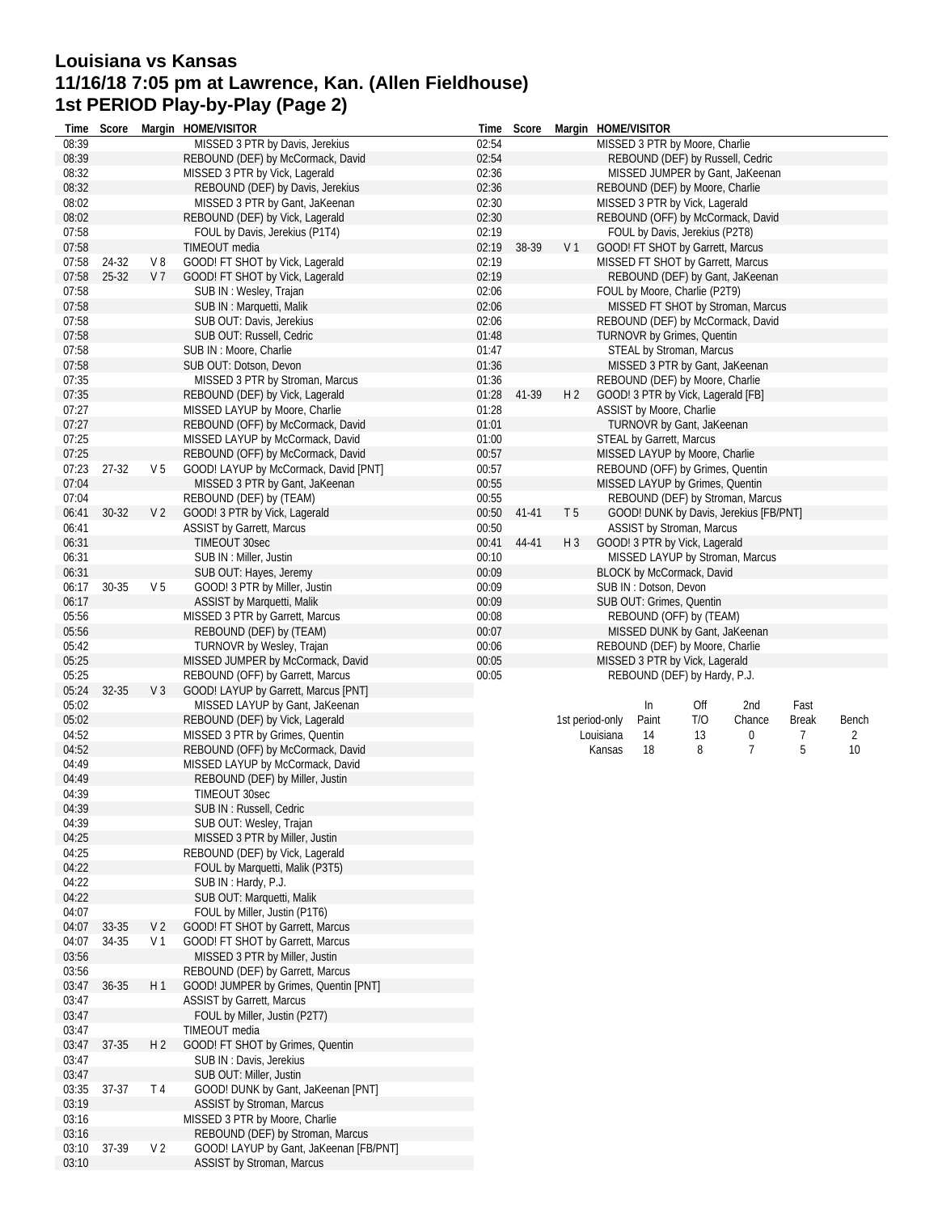# Louisiana vs Kansas
## 11/16/18 7:05 pm at Lawrence, Kan. (Allen Fieldhouse)
## 1st PERIOD Play-by-Play (Page 2)

| Time | Score | Margin | HOME/VISITOR |
|---|---|---|---|
| 08:39 | | | MISSED 3 PTR by Davis, Jerekius |
| 08:39 | | | REBOUND (DEF) by McCormack, David |
| 08:32 | | | MISSED 3 PTR by Vick, Lagerald |
| 08:32 | | | REBOUND (DEF) by Davis, Jerekius |
| 08:02 | | | MISSED 3 PTR by Gant, JaKeenan |
| 08:02 | | | REBOUND (DEF) by Vick, Lagerald |
| 07:58 | | | FOUL by Davis, Jerekius (P1T4) |
| 07:58 | | | TIMEOUT media |
| 07:58 | 24-32 | V 8 | GOOD! FT SHOT by Vick, Lagerald |
| 07:58 | 25-32 | V 7 | GOOD! FT SHOT by Vick, Lagerald |
| 07:58 | | | SUB IN : Wesley, Trajan |
| 07:58 | | | SUB IN : Marquetti, Malik |
| 07:58 | | | SUB OUT: Davis, Jerekius |
| 07:58 | | | SUB OUT: Russell, Cedric |
| 07:58 | | | SUB IN : Moore, Charlie |
| 07:58 | | | SUB OUT: Dotson, Devon |
| 07:35 | | | MISSED 3 PTR by Stroman, Marcus |
| 07:35 | | | REBOUND (DEF) by Vick, Lagerald |
| 07:27 | | | MISSED LAYUP by Moore, Charlie |
| 07:27 | | | REBOUND (OFF) by McCormack, David |
| 07:25 | | | MISSED LAYUP by McCormack, David |
| 07:25 | | | REBOUND (OFF) by McCormack, David |
| 07:23 | 27-32 | V 5 | GOOD! LAYUP by McCormack, David [PNT] |
| 07:04 | | | MISSED 3 PTR by Gant, JaKeenan |
| 07:04 | | | REBOUND (DEF) by (TEAM) |
| 06:41 | 30-32 | V 2 | GOOD! 3 PTR by Vick, Lagerald |
| 06:41 | | | ASSIST by Garrett, Marcus |
| 06:31 | | | TIMEOUT 30sec |
| 06:31 | | | SUB IN : Miller, Justin |
| 06:31 | | | SUB OUT: Hayes, Jeremy |
| 06:17 | 30-35 | V 5 | GOOD! 3 PTR by Miller, Justin |
| 06:17 | | | ASSIST by Marquetti, Malik |
| 05:56 | | | MISSED 3 PTR by Garrett, Marcus |
| 05:56 | | | REBOUND (DEF) by (TEAM) |
| 05:42 | | | TURNOVR by Wesley, Trajan |
| 05:25 | | | MISSED JUMPER by McCormack, David |
| 05:25 | | | REBOUND (OFF) by Garrett, Marcus |
| 05:24 | 32-35 | V 3 | GOOD! LAYUP by Garrett, Marcus [PNT] |
| 05:02 | | | MISSED LAYUP by Gant, JaKeenan |
| 05:02 | | | REBOUND (DEF) by Vick, Lagerald |
| 04:52 | | | MISSED 3 PTR by Grimes, Quentin |
| 04:52 | | | REBOUND (OFF) by McCormack, David |
| 04:49 | | | MISSED LAYUP by McCormack, David |
| 04:49 | | | REBOUND (DEF) by Miller, Justin |
| 04:39 | | | TIMEOUT 30sec |
| 04:39 | | | SUB IN : Russell, Cedric |
| 04:39 | | | SUB OUT: Wesley, Trajan |
| 04:25 | | | MISSED 3 PTR by Miller, Justin |
| 04:25 | | | REBOUND (DEF) by Vick, Lagerald |
| 04:22 | | | FOUL by Marquetti, Malik (P3T5) |
| 04:22 | | | SUB IN : Hardy, P.J. |
| 04:22 | | | SUB OUT: Marquetti, Malik |
| 04:07 | | | FOUL by Miller, Justin (P1T6) |
| 04:07 | 33-35 | V 2 | GOOD! FT SHOT by Garrett, Marcus |
| 04:07 | 34-35 | V 1 | GOOD! FT SHOT by Garrett, Marcus |
| 03:56 | | | MISSED 3 PTR by Miller, Justin |
| 03:56 | | | REBOUND (DEF) by Garrett, Marcus |
| 03:47 | 36-35 | H 1 | GOOD! JUMPER by Grimes, Quentin [PNT] |
| 03:47 | | | ASSIST by Garrett, Marcus |
| 03:47 | | | FOUL by Miller, Justin (P2T7) |
| 03:47 | | | TIMEOUT media |
| 03:47 | 37-35 | H 2 | GOOD! FT SHOT by Grimes, Quentin |
| 03:47 | | | SUB IN : Davis, Jerekius |
| 03:47 | | | SUB OUT: Miller, Justin |
| 03:35 | 37-37 | T 4 | GOOD! DUNK by Gant, JaKeenan [PNT] |
| 03:19 | | | ASSIST by Stroman, Marcus |
| 03:16 | | | MISSED 3 PTR by Moore, Charlie |
| 03:16 | | | REBOUND (DEF) by Stroman, Marcus |
| 03:10 | 37-39 | V 2 | GOOD! LAYUP by Gant, JaKeenan [FB/PNT] |
| 03:10 | | | ASSIST by Stroman, Marcus |
| 02:54 | | | MISSED 3 PTR by Moore, Charlie |
| 02:54 | | | REBOUND (DEF) by Russell, Cedric |
| 02:36 | | | MISSED JUMPER by Gant, JaKeenan |
| 02:36 | | | REBOUND (DEF) by Moore, Charlie |
| 02:30 | | | MISSED 3 PTR by Vick, Lagerald |
| 02:30 | | | REBOUND (OFF) by McCormack, David |
| 02:19 | | | FOUL by Davis, Jerekius (P2T8) |
| 02:19 | 38-39 | V 1 | GOOD! FT SHOT by Garrett, Marcus |
| 02:19 | | | MISSED FT SHOT by Garrett, Marcus |
| 02:19 | | | REBOUND (DEF) by Gant, JaKeenan |
| 02:06 | | | FOUL by Moore, Charlie (P2T9) |
| 02:06 | | | MISSED FT SHOT by Stroman, Marcus |
| 02:06 | | | REBOUND (DEF) by McCormack, David |
| 01:48 | | | TURNOVR by Grimes, Quentin |
| 01:47 | | | STEAL by Stroman, Marcus |
| 01:36 | | | MISSED 3 PTR by Gant, JaKeenan |
| 01:36 | | | REBOUND (DEF) by Moore, Charlie |
| 01:28 | 41-39 | H 2 | GOOD! 3 PTR by Vick, Lagerald [FB] |
| 01:28 | | | ASSIST by Moore, Charlie |
| 01:01 | | | TURNOVR by Gant, JaKeenan |
| 01:00 | | | STEAL by Garrett, Marcus |
| 00:57 | | | MISSED LAYUP by Moore, Charlie |
| 00:57 | | | REBOUND (OFF) by Grimes, Quentin |
| 00:55 | | | MISSED LAYUP by Grimes, Quentin |
| 00:55 | | | REBOUND (DEF) by Stroman, Marcus |
| 00:50 | 41-41 | T 5 | GOOD! DUNK by Davis, Jerekius [FB/PNT] |
| 00:50 | | | ASSIST by Stroman, Marcus |
| 00:41 | 44-41 | H 3 | GOOD! 3 PTR by Vick, Lagerald |
| 00:10 | | | MISSED LAYUP by Stroman, Marcus |
| 00:09 | | | BLOCK by McCormack, David |
| 00:09 | | | SUB IN : Dotson, Devon |
| 00:09 | | | SUB OUT: Grimes, Quentin |
| 00:08 | | | REBOUND (OFF) by (TEAM) |
| 00:07 | | | MISSED DUNK by Gant, JaKeenan |
| 00:06 | | | REBOUND (DEF) by Moore, Charlie |
| 00:05 | | | MISSED 3 PTR by Vick, Lagerald |
| 00:05 | | | REBOUND (DEF) by Hardy, P.J. |

| 1st period-only | In Paint | Off T/O | 2nd Chance | Fast Break | Bench |
|---|---|---|---|---|---|
| Louisiana | 14 | 13 | 0 | 7 | 2 |
| Kansas | 18 | 8 | 7 | 5 | 10 |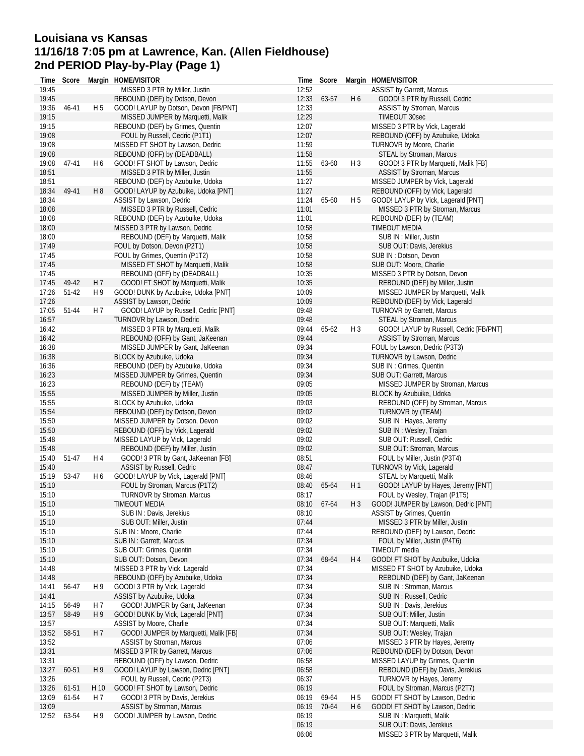# Louisiana vs Kansas
## 11/16/18 7:05 pm at Lawrence, Kan. (Allen Fieldhouse)
## 2nd PERIOD Play-by-Play (Page 1)

| Time | Score | Margin | HOME/VISITOR |
|---|---|---|---|
| 19:45 | | | MISSED 3 PTR by Miller, Justin |
| 19:45 | | | REBOUND (DEF) by Dotson, Devon |
| 19:36 | 46-41 | H 5 | GOOD! LAYUP by Dotson, Devon [FB/PNT] |
| 19:15 | | | MISSED JUMPER by Marquetti, Malik |
| 19:15 | | | REBOUND (DEF) by Grimes, Quentin |
| 19:08 | | | FOUL by Russell, Cedric (P1T1) |
| 19:08 | | | MISSED FT SHOT by Lawson, Dedric |
| 19:08 | | | REBOUND (OFF) by (DEADBALL) |
| 19:08 | 47-41 | H 6 | GOOD! FT SHOT by Lawson, Dedric |
| 18:51 | | | MISSED 3 PTR by Miller, Justin |
| 18:51 | | | REBOUND (DEF) by Azubuike, Udoka |
| 18:34 | 49-41 | H 8 | GOOD! LAYUP by Azubuike, Udoka [PNT] |
| 18:34 | | | ASSIST by Lawson, Dedric |
| 18:08 | | | MISSED 3 PTR by Russell, Cedric |
| 18:08 | | | REBOUND (DEF) by Azubuike, Udoka |
| 18:00 | | | MISSED 3 PTR by Lawson, Dedric |
| 18:00 | | | REBOUND (DEF) by Marquetti, Malik |
| 17:49 | | | FOUL by Dotson, Devon (P2T1) |
| 17:45 | | | FOUL by Grimes, Quentin (P1T2) |
| 17:45 | | | MISSED FT SHOT by Marquetti, Malik |
| 17:45 | | | REBOUND (OFF) by (DEADBALL) |
| 17:45 | 49-42 | H 7 | GOOD! FT SHOT by Marquetti, Malik |
| 17:26 | 51-42 | H 9 | GOOD! DUNK by Azubuike, Udoka [PNT] |
| 17:26 | | | ASSIST by Lawson, Dedric |
| 17:05 | 51-44 | H 7 | GOOD! LAYUP by Russell, Cedric [PNT] |
| 16:57 | | | TURNOVR by Lawson, Dedric |
| 16:42 | | | MISSED 3 PTR by Marquetti, Malik |
| 16:42 | | | REBOUND (OFF) by Gant, JaKeenan |
| 16:38 | | | MISSED JUMPER by Gant, JaKeenan |
| 16:38 | | | BLOCK by Azubuike, Udoka |
| 16:36 | | | REBOUND (DEF) by Azubuike, Udoka |
| 16:23 | | | MISSED JUMPER by Grimes, Quentin |
| 16:23 | | | REBOUND (DEF) by (TEAM) |
| 15:55 | | | MISSED JUMPER by Miller, Justin |
| 15:55 | | | BLOCK by Azubuike, Udoka |
| 15:54 | | | REBOUND (DEF) by Dotson, Devon |
| 15:50 | | | MISSED JUMPER by Dotson, Devon |
| 15:50 | | | REBOUND (OFF) by Vick, Lagerald |
| 15:48 | | | MISSED LAYUP by Vick, Lagerald |
| 15:48 | | | REBOUND (DEF) by Miller, Justin |
| 15:40 | 51-47 | H 4 | GOOD! 3 PTR by Gant, JaKeenan [FB] |
| 15:40 | | | ASSIST by Russell, Cedric |
| 15:19 | 53-47 | H 6 | GOOD! LAYUP by Vick, Lagerald [PNT] |
| 15:10 | | | FOUL by Stroman, Marcus (P1T2) |
| 15:10 | | | TURNOVR by Stroman, Marcus |
| 15:10 | | | TIMEOUT MEDIA |
| 15:10 | | | SUB IN : Davis, Jerekius |
| 15:10 | | | SUB OUT: Miller, Justin |
| 15:10 | | | SUB IN : Moore, Charlie |
| 15:10 | | | SUB IN : Garrett, Marcus |
| 15:10 | | | SUB OUT: Grimes, Quentin |
| 15:10 | | | SUB OUT: Dotson, Devon |
| 14:48 | | | MISSED 3 PTR by Vick, Lagerald |
| 14:48 | | | REBOUND (OFF) by Azubuike, Udoka |
| 14:41 | 56-47 | H 9 | GOOD! 3 PTR by Vick, Lagerald |
| 14:41 | | | ASSIST by Azubuike, Udoka |
| 14:15 | 56-49 | H 7 | GOOD! JUMPER by Gant, JaKeenan |
| 13:57 | 58-49 | H 9 | GOOD! DUNK by Vick, Lagerald [PNT] |
| 13:57 | | | ASSIST by Moore, Charlie |
| 13:52 | 58-51 | H 7 | GOOD! JUMPER by Marquetti, Malik [FB] |
| 13:52 | | | ASSIST by Stroman, Marcus |
| 13:31 | | | MISSED 3 PTR by Garrett, Marcus |
| 13:31 | | | REBOUND (OFF) by Lawson, Dedric |
| 13:27 | 60-51 | H 9 | GOOD! LAYUP by Lawson, Dedric [PNT] |
| 13:26 | | | FOUL by Russell, Cedric (P2T3) |
| 13:26 | 61-51 | H 10 | GOOD! FT SHOT by Lawson, Dedric |
| 13:09 | 61-54 | H 7 | GOOD! 3 PTR by Davis, Jerekius |
| 13:09 | | | ASSIST by Stroman, Marcus |
| 12:52 | 63-54 | H 9 | GOOD! JUMPER by Lawson, Dedric |
| 12:52 | | | ASSIST by Garrett, Marcus |
| 12:33 | 63-57 | H 6 | GOOD! 3 PTR by Russell, Cedric |
| 12:33 | | | ASSIST by Stroman, Marcus |
| 12:29 | | | TIMEOUT 30sec |
| 12:07 | | | MISSED 3 PTR by Vick, Lagerald |
| 12:07 | | | REBOUND (OFF) by Azubuike, Udoka |
| 11:59 | | | TURNOVR by Moore, Charlie |
| 11:58 | | | STEAL by Stroman, Marcus |
| 11:55 | 63-60 | H 3 | GOOD! 3 PTR by Marquetti, Malik [FB] |
| 11:55 | | | ASSIST by Stroman, Marcus |
| 11:27 | | | MISSED JUMPER by Vick, Lagerald |
| 11:27 | | | REBOUND (OFF) by Vick, Lagerald |
| 11:24 | 65-60 | H 5 | GOOD! LAYUP by Vick, Lagerald [PNT] |
| 11:01 | | | MISSED 3 PTR by Stroman, Marcus |
| 11:01 | | | REBOUND (DEF) by (TEAM) |
| 10:58 | | | TIMEOUT MEDIA |
| 10:58 | | | SUB IN : Miller, Justin |
| 10:58 | | | SUB OUT: Davis, Jerekius |
| 10:58 | | | SUB IN : Dotson, Devon |
| 10:58 | | | SUB OUT: Moore, Charlie |
| 10:35 | | | MISSED 3 PTR by Dotson, Devon |
| 10:35 | | | REBOUND (DEF) by Miller, Justin |
| 10:09 | | | MISSED JUMPER by Marquetti, Malik |
| 10:09 | | | REBOUND (DEF) by Vick, Lagerald |
| 09:48 | | | TURNOVR by Garrett, Marcus |
| 09:48 | | | STEAL by Stroman, Marcus |
| 09:44 | 65-62 | H 3 | GOOD! LAYUP by Russell, Cedric [FB/PNT] |
| 09:44 | | | ASSIST by Stroman, Marcus |
| 09:34 | | | FOUL by Lawson, Dedric (P3T3) |
| 09:34 | | | TURNOVR by Lawson, Dedric |
| 09:34 | | | SUB IN : Grimes, Quentin |
| 09:34 | | | SUB OUT: Garrett, Marcus |
| 09:05 | | | MISSED JUMPER by Stroman, Marcus |
| 09:05 | | | BLOCK by Azubuike, Udoka |
| 09:03 | | | REBOUND (OFF) by Stroman, Marcus |
| 09:02 | | | TURNOVR by (TEAM) |
| 09:02 | | | SUB IN : Hayes, Jeremy |
| 09:02 | | | SUB IN : Wesley, Trajan |
| 09:02 | | | SUB OUT: Russell, Cedric |
| 09:02 | | | SUB OUT: Stroman, Marcus |
| 08:51 | | | FOUL by Miller, Justin (P3T4) |
| 08:47 | | | TURNOVR by Vick, Lagerald |
| 08:46 | | | STEAL by Marquetti, Malik |
| 08:40 | 65-64 | H 1 | GOOD! LAYUP by Hayes, Jeremy [PNT] |
| 08:17 | | | FOUL by Wesley, Trajan (P1T5) |
| 08:10 | 67-64 | H 3 | GOOD! JUMPER by Lawson, Dedric [PNT] |
| 08:10 | | | ASSIST by Grimes, Quentin |
| 07:44 | | | MISSED 3 PTR by Miller, Justin |
| 07:44 | | | REBOUND (DEF) by Lawson, Dedric |
| 07:34 | | | FOUL by Miller, Justin (P4T6) |
| 07:34 | | | TIMEOUT media |
| 07:34 | 68-64 | H 4 | GOOD! FT SHOT by Azubuike, Udoka |
| 07:34 | | | MISSED FT SHOT by Azubuike, Udoka |
| 07:34 | | | REBOUND (DEF) by Gant, JaKeenan |
| 07:34 | | | SUB IN : Stroman, Marcus |
| 07:34 | | | SUB IN : Russell, Cedric |
| 07:34 | | | SUB IN : Davis, Jerekius |
| 07:34 | | | SUB OUT: Miller, Justin |
| 07:34 | | | SUB OUT: Marquetti, Malik |
| 07:34 | | | SUB OUT: Wesley, Trajan |
| 07:06 | | | MISSED 3 PTR by Hayes, Jeremy |
| 07:06 | | | REBOUND (DEF) by Dotson, Devon |
| 06:58 | | | MISSED LAYUP by Grimes, Quentin |
| 06:58 | | | REBOUND (DEF) by Davis, Jerekius |
| 06:37 | | | TURNOVR by Hayes, Jeremy |
| 06:19 | | | FOUL by Stroman, Marcus (P2T7) |
| 06:19 | 69-64 | H 5 | GOOD! FT SHOT by Lawson, Dedric |
| 06:19 | 70-64 | H 6 | GOOD! FT SHOT by Lawson, Dedric |
| 06:19 | | | SUB IN : Marquetti, Malik |
| 06:19 | | | SUB OUT: Davis, Jerekius |
| 06:06 | | | MISSED 3 PTR by Marquetti, Malik |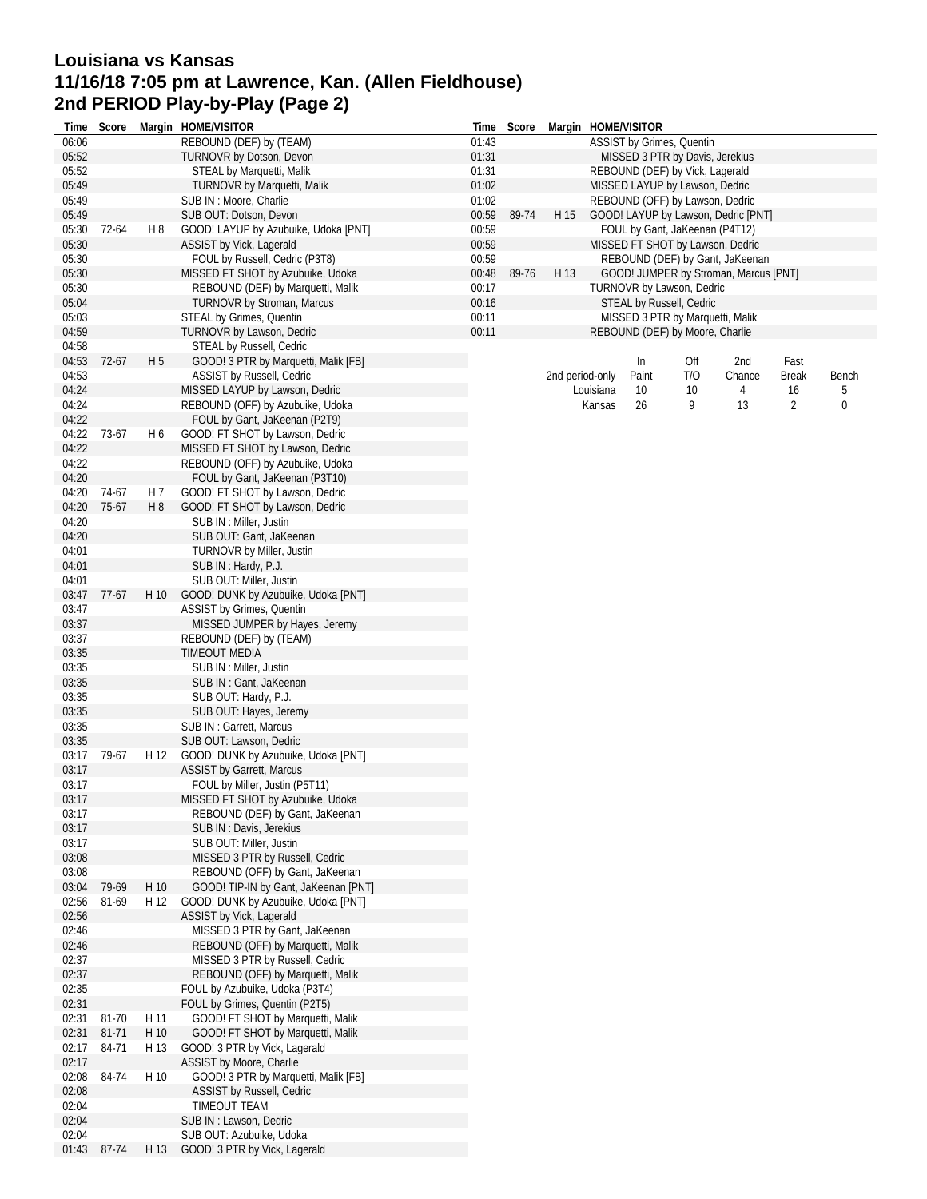# Louisiana vs Kansas
## 11/16/18 7:05 pm at Lawrence, Kan. (Allen Fieldhouse)
## 2nd PERIOD Play-by-Play (Page 2)

| Time | Score | Margin | HOME/VISITOR |
|---|---|---|---|
| 06:06 | | | REBOUND (DEF) by (TEAM) |
| 05:52 | | | TURNOVR by Dotson, Devon |
| 05:52 | | | STEAL by Marquetti, Malik |
| 05:49 | | | TURNOVR by Marquetti, Malik |
| 05:49 | | | SUB IN : Moore, Charlie |
| 05:49 | | | SUB OUT: Dotson, Devon |
| 05:30 | 72-64 | H 8 | GOOD! LAYUP by Azubuike, Udoka [PNT] |
| 05:30 | | | ASSIST by Vick, Lagerald |
| 05:30 | | | FOUL by Russell, Cedric (P3T8) |
| 05:30 | | | MISSED FT SHOT by Azubuike, Udoka |
| 05:30 | | | REBOUND (DEF) by Marquetti, Malik |
| 05:04 | | | TURNOVR by Stroman, Marcus |
| 05:03 | | | STEAL by Grimes, Quentin |
| 04:59 | | | TURNOVR by Lawson, Dedric |
| 04:58 | | | STEAL by Russell, Cedric |
| 04:53 | 72-67 | H 5 | GOOD! 3 PTR by Marquetti, Malik [FB] |
| 04:53 | | | ASSIST by Russell, Cedric |
| 04:24 | | | MISSED LAYUP by Lawson, Dedric |
| 04:24 | | | REBOUND (OFF) by Azubuike, Udoka |
| 04:22 | | | FOUL by Gant, JaKeenan (P2T9) |
| 04:22 | 73-67 | H 6 | GOOD! FT SHOT by Lawson, Dedric |
| 04:22 | | | MISSED FT SHOT by Lawson, Dedric |
| 04:22 | | | REBOUND (OFF) by Azubuike, Udoka |
| 04:20 | | | FOUL by Gant, JaKeenan (P3T10) |
| 04:20 | 74-67 | H 7 | GOOD! FT SHOT by Lawson, Dedric |
| 04:20 | 75-67 | H 8 | GOOD! FT SHOT by Lawson, Dedric |
| 04:20 | | | SUB IN : Miller, Justin |
| 04:20 | | | SUB OUT: Gant, JaKeenan |
| 04:01 | | | TURNOVR by Miller, Justin |
| 04:01 | | | SUB IN : Hardy, P.J. |
| 04:01 | | | SUB OUT: Miller, Justin |
| 03:47 | 77-67 | H 10 | GOOD! DUNK by Azubuike, Udoka [PNT] |
| 03:47 | | | ASSIST by Grimes, Quentin |
| 03:37 | | | MISSED JUMPER by Hayes, Jeremy |
| 03:37 | | | REBOUND (DEF) by (TEAM) |
| 03:35 | | | TIMEOUT MEDIA |
| 03:35 | | | SUB IN : Miller, Justin |
| 03:35 | | | SUB IN : Gant, JaKeenan |
| 03:35 | | | SUB OUT: Hardy, P.J. |
| 03:35 | | | SUB OUT: Hayes, Jeremy |
| 03:35 | | | SUB IN : Garrett, Marcus |
| 03:35 | | | SUB OUT: Lawson, Dedric |
| 03:17 | 79-67 | H 12 | GOOD! DUNK by Azubuike, Udoka [PNT] |
| 03:17 | | | ASSIST by Garrett, Marcus |
| 03:17 | | | FOUL by Miller, Justin (P5T11) |
| 03:17 | | | MISSED FT SHOT by Azubuike, Udoka |
| 03:17 | | | REBOUND (DEF) by Gant, JaKeenan |
| 03:17 | | | SUB IN : Davis, Jerekius |
| 03:17 | | | SUB OUT: Miller, Justin |
| 03:08 | | | MISSED 3 PTR by Russell, Cedric |
| 03:08 | | | REBOUND (OFF) by Gant, JaKeenan |
| 03:04 | 79-69 | H 10 | GOOD! TIP-IN by Gant, JaKeenan [PNT] |
| 02:56 | 81-69 | H 12 | GOOD! DUNK by Azubuike, Udoka [PNT] |
| 02:56 | | | ASSIST by Vick, Lagerald |
| 02:46 | | | MISSED 3 PTR by Gant, JaKeenan |
| 02:46 | | | REBOUND (OFF) by Marquetti, Malik |
| 02:37 | | | MISSED 3 PTR by Russell, Cedric |
| 02:37 | | | REBOUND (OFF) by Marquetti, Malik |
| 02:35 | | | FOUL by Azubuike, Udoka (P3T4) |
| 02:31 | | | FOUL by Grimes, Quentin (P2T5) |
| 02:31 | 81-70 | H 11 | GOOD! FT SHOT by Marquetti, Malik |
| 02:31 | 81-71 | H 10 | GOOD! FT SHOT by Marquetti, Malik |
| 02:17 | 84-71 | H 13 | GOOD! 3 PTR by Vick, Lagerald |
| 02:17 | | | ASSIST by Moore, Charlie |
| 02:08 | 84-74 | H 10 | GOOD! 3 PTR by Marquetti, Malik [FB] |
| 02:08 | | | ASSIST by Russell, Cedric |
| 02:04 | | | TIMEOUT TEAM |
| 02:04 | | | SUB IN : Lawson, Dedric |
| 02:04 | | | SUB OUT: Azubuike, Udoka |
| 01:43 | 87-74 | H 13 | GOOD! 3 PTR by Vick, Lagerald |
| 01:43 | | | ASSIST by Grimes, Quentin |
| 01:31 | | | MISSED 3 PTR by Davis, Jerekius |
| 01:31 | | | REBOUND (DEF) by Vick, Lagerald |
| 01:02 | | | MISSED LAYUP by Lawson, Dedric |
| 01:02 | | | REBOUND (OFF) by Lawson, Dedric |
| 00:59 | 89-74 | H 15 | GOOD! LAYUP by Lawson, Dedric [PNT] |
| 00:59 | | | FOUL by Gant, JaKeenan (P4T12) |
| 00:59 | | | MISSED FT SHOT by Lawson, Dedric |
| 00:59 | | | REBOUND (DEF) by Gant, JaKeenan |
| 00:48 | 89-76 | H 13 | GOOD! JUMPER by Stroman, Marcus [PNT] |
| 00:17 | | | TURNOVR by Lawson, Dedric |
| 00:16 | | | STEAL by Russell, Cedric |
| 00:11 | | | MISSED 3 PTR by Marquetti, Malik |
| 00:11 | | | REBOUND (DEF) by Moore, Charlie |

| 2nd period-only | In Paint | Off T/O | 2nd Chance | Fast Break | Bench |
|---|---|---|---|---|---|
| Louisiana | 10 | 10 | 4 | 16 | 5 |
| Kansas | 26 | 9 | 13 | 2 | 0 |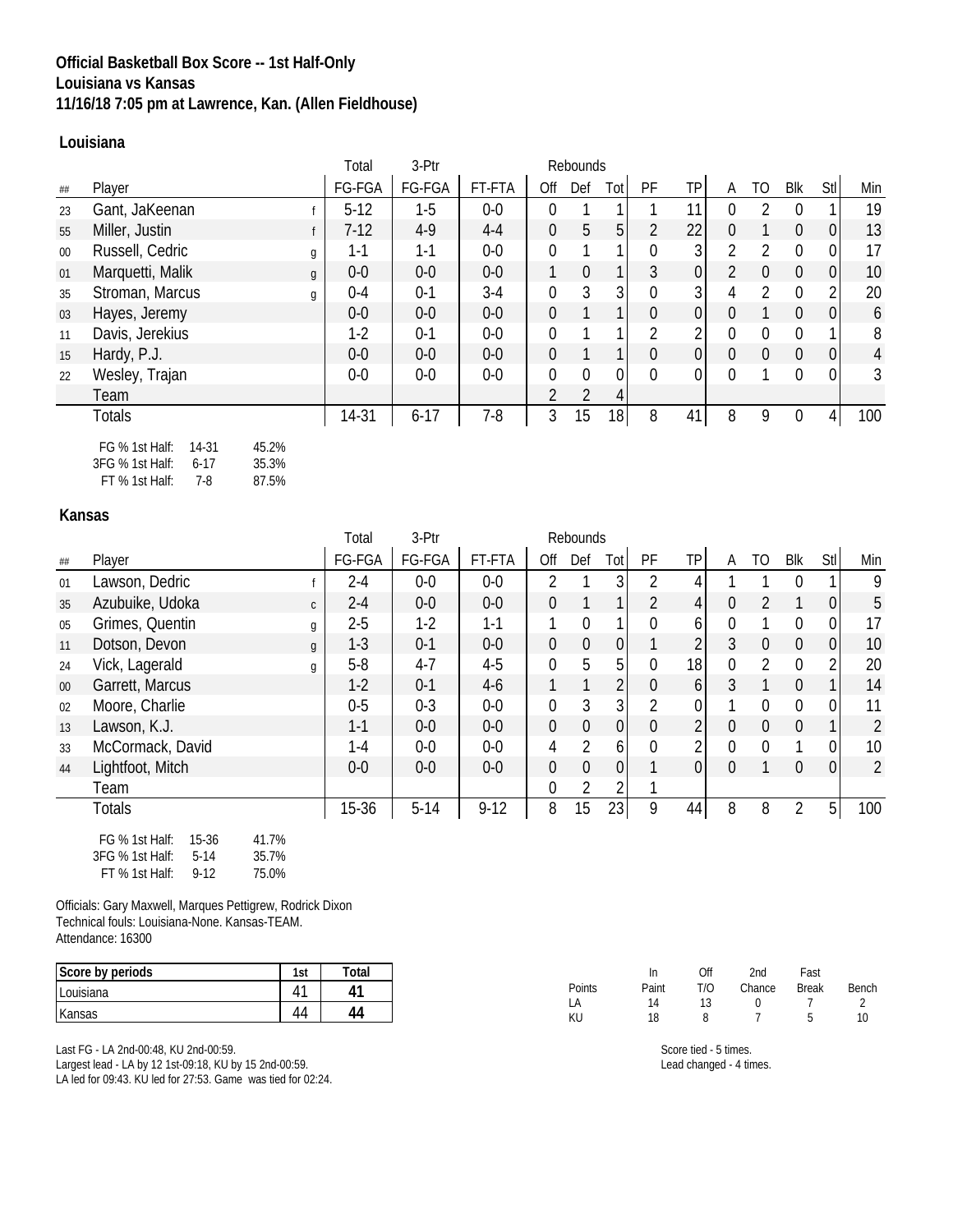**Official Basketball Box Score -- 1st Half-Only**
**Louisiana vs Kansas**
**11/16/18 7:05 pm at Lawrence, Kan. (Allen Fieldhouse)**

### Louisiana

| ## | Player | | Total FG-FGA | 3-Ptr FG-FGA | FT-FTA | Rebounds Off | Def | Tot | PF | TP | A | TO | Blk | Stl | Min |
|---|---|---|---|---|---|---|---|---|---|---|---|---|---|---|---|
| 23 | Gant, JaKeenan | f | 5-12 | 1-5 | 0-0 | 0 | 1 | 1 | 1 | 11 | 0 | 2 | 0 | 1 | 19 |
| 55 | Miller, Justin | f | 7-12 | 4-9 | 4-4 | 0 | 5 | 5 | 2 | 22 | 0 | 1 | 0 | 0 | 13 |
| 00 | Russell, Cedric | g | 1-1 | 1-1 | 0-0 | 0 | 1 | 1 | 0 | 3 | 2 | 2 | 0 | 0 | 17 |
| 01 | Marquetti, Malik | g | 0-0 | 0-0 | 0-0 | 1 | 0 | 1 | 3 | 0 | 2 | 0 | 0 | 0 | 10 |
| 35 | Stroman, Marcus | g | 0-4 | 0-1 | 3-4 | 0 | 3 | 3 | 0 | 3 | 4 | 2 | 0 | 2 | 20 |
| 03 | Hayes, Jeremy | | 0-0 | 0-0 | 0-0 | 0 | 1 | 1 | 0 | 0 | 0 | 1 | 0 | 0 | 6 |
| 11 | Davis, Jerekius | | 1-2 | 0-1 | 0-0 | 0 | 1 | 1 | 2 | 2 | 0 | 0 | 0 | 1 | 8 |
| 15 | Hardy, P.J. | | 0-0 | 0-0 | 0-0 | 0 | 1 | 1 | 0 | 0 | 0 | 0 | 0 | 0 | 4 |
| 22 | Wesley, Trajan | | 0-0 | 0-0 | 0-0 | 0 | 0 | 0 | 0 | 0 | 0 | 1 | 0 | 0 | 3 |
| | Team | | | | | 2 | 2 | 4 | | | | | | | |
| | Totals | | 14-31 | 6-17 | 7-8 | 3 | 15 | 18 | 8 | 41 | 8 | 9 | 0 | 4 | 100 |

FG % 1st Half: 14-31 45.2%
3FG % 1st Half: 6-17 35.3%
FT % 1st Half: 7-8 87.5%

### Kansas

| ## | Player | | Total FG-FGA | 3-Ptr FG-FGA | FT-FTA | Rebounds Off | Def | Tot | PF | TP | A | TO | Blk | Stl | Min |
|---|---|---|---|---|---|---|---|---|---|---|---|---|---|---|---|
| 01 | Lawson, Dedric | f | 2-4 | 0-0 | 0-0 | 2 | 1 | 3 | 2 | 4 | 1 | 1 | 0 | 1 | 9 |
| 35 | Azubuike, Udoka | c | 2-4 | 0-0 | 0-0 | 0 | 1 | 1 | 2 | 4 | 0 | 2 | 1 | 0 | 5 |
| 05 | Grimes, Quentin | g | 2-5 | 1-2 | 1-1 | 1 | 0 | 1 | 0 | 6 | 0 | 1 | 0 | 0 | 17 |
| 11 | Dotson, Devon | g | 1-3 | 0-1 | 0-0 | 0 | 0 | 0 | 1 | 2 | 3 | 0 | 0 | 0 | 10 |
| 24 | Vick, Lagerald | g | 5-8 | 4-7 | 4-5 | 0 | 5 | 5 | 0 | 18 | 0 | 2 | 0 | 2 | 20 |
| 00 | Garrett, Marcus | | 1-2 | 0-1 | 4-6 | 1 | 1 | 2 | 0 | 6 | 3 | 1 | 0 | 1 | 14 |
| 02 | Moore, Charlie | | 0-5 | 0-3 | 0-0 | 0 | 3 | 3 | 2 | 0 | 1 | 0 | 0 | 0 | 11 |
| 13 | Lawson, K.J. | | 1-1 | 0-0 | 0-0 | 0 | 0 | 0 | 0 | 2 | 0 | 0 | 0 | 1 | 2 |
| 33 | McCormack, David | | 1-4 | 0-0 | 0-0 | 4 | 2 | 6 | 0 | 2 | 0 | 0 | 1 | 0 | 10 |
| 44 | Lightfoot, Mitch | | 0-0 | 0-0 | 0-0 | 0 | 0 | 0 | 1 | 0 | 0 | 1 | 0 | 0 | 2 |
| | Team | | | | | 0 | 2 | 2 | 1 | | | | | | |
| | Totals | | 15-36 | 5-14 | 9-12 | 8 | 15 | 23 | 9 | 44 | 8 | 8 | 2 | 5 | 100 |

FG % 1st Half: 15-36 41.7%
3FG % 1st Half: 5-14 35.7%
FT % 1st Half: 9-12 75.0%

Officials: Gary Maxwell, Marques Pettigrew, Rodrick Dixon
Technical fouls: Louisiana-None. Kansas-TEAM.
Attendance: 16300

| Score by periods | 1st | Total |
|---|---|---|
| Louisiana | 41 | **41** |
| Kansas | 44 | **44** |

| Points | In Paint | Off T/O | 2nd Chance | Fast Break | Bench |
|---|---|---|---|---|---|
| LA | 14 | 13 | 0 | 7 | 2 |
| KU | 18 | 8 | 7 | 5 | 10 |

Last FG - LA 2nd-00:48, KU 2nd-00:59.
Largest lead - LA by 12 1st-09:18, KU by 15 2nd-00:59.
LA led for 09:43. KU led for 27:53. Game was tied for 02:24.

Score tied - 5 times.
Lead changed - 4 times.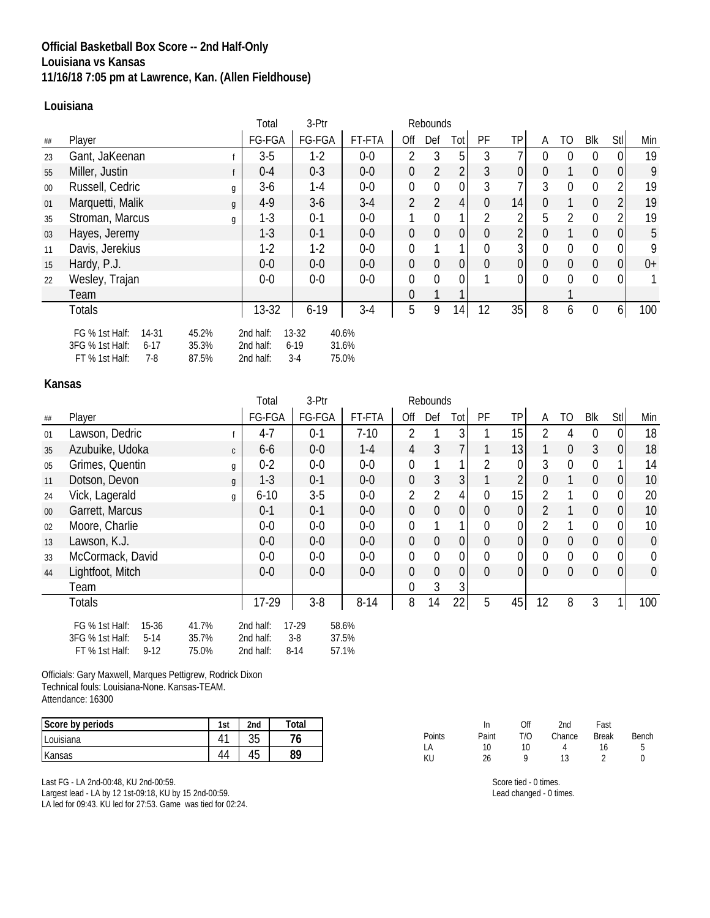**Official Basketball Box Score -- 2nd Half-Only**
**Louisiana vs Kansas**
**11/16/18 7:05 pm at Lawrence, Kan. (Allen Fieldhouse)**

### Louisiana

| ## | Player | | Total FG-FGA | 3-Ptr FG-FGA | FT-FTA | Rebounds Off | Def | Tot | PF | TP | A | TO | Blk | Stl | Min |
|---|---|---|---|---|---|---|---|---|---|---|---|---|---|---|---|
| 23 | Gant, JaKeenan | f | 3-5 | 1-2 | 0-0 | 2 | 3 | 5 | 3 | 7 | 0 | 0 | 0 | 0 | 19 |
| 55 | Miller, Justin | f | 0-4 | 0-3 | 0-0 | 0 | 2 | 2 | 3 | 0 | 0 | 1 | 0 | 0 | 9 |
| 00 | Russell, Cedric | g | 3-6 | 1-4 | 0-0 | 0 | 0 | 0 | 3 | 7 | 3 | 0 | 0 | 2 | 19 |
| 01 | Marquetti, Malik | g | 4-9 | 3-6 | 3-4 | 2 | 2 | 4 | 0 | 14 | 0 | 1 | 0 | 2 | 19 |
| 35 | Stroman, Marcus | g | 1-3 | 0-1 | 0-0 | 1 | 0 | 1 | 2 | 2 | 5 | 2 | 0 | 2 | 19 |
| 03 | Hayes, Jeremy | | 1-3 | 0-1 | 0-0 | 0 | 0 | 0 | 0 | 2 | 0 | 1 | 0 | 0 | 5 |
| 11 | Davis, Jerekius | | 1-2 | 1-2 | 0-0 | 0 | 1 | 1 | 0 | 3 | 0 | 0 | 0 | 0 | 9 |
| 15 | Hardy, P.J. | | 0-0 | 0-0 | 0-0 | 0 | 0 | 0 | 0 | 0 | 0 | 0 | 0 | 0 | 0+ |
| 22 | Wesley, Trajan | | 0-0 | 0-0 | 0-0 | 0 | 0 | 0 | 1 | 0 | 0 | 0 | 0 | 0 | 1 |
| | Team | | | | | 0 | 1 | 1 | | | | 1 | | | |
| | Totals | | 13-32 | 6-19 | 3-4 | 5 | 9 | 14 | 12 | 35 | 8 | 6 | 0 | 6 | 100 |

| | | | | | |
|---|---|---|---|---|---|
| FG % 1st Half: | 14-31 | 45.2% | 2nd half: | 13-32 | 40.6% |
| 3FG % 1st Half: | 6-17 | 35.3% | 2nd half: | 6-19 | 31.6% |
| FT % 1st Half: | 7-8 | 87.5% | 2nd half: | 3-4 | 75.0% |

### Kansas

| ## | Player | | Total FG-FGA | 3-Ptr FG-FGA | FT-FTA | Rebounds Off | Def | Tot | PF | TP | A | TO | Blk | Stl | Min |
|---|---|---|---|---|---|---|---|---|---|---|---|---|---|---|---|
| 01 | Lawson, Dedric | f | 4-7 | 0-1 | 7-10 | 2 | 1 | 3 | 1 | 15 | 2 | 4 | 0 | 0 | 18 |
| 35 | Azubuike, Udoka | c | 6-6 | 0-0 | 1-4 | 4 | 3 | 7 | 1 | 13 | 1 | 0 | 3 | 0 | 18 |
| 05 | Grimes, Quentin | g | 0-2 | 0-0 | 0-0 | 0 | 1 | 1 | 2 | 0 | 3 | 0 | 0 | 1 | 14 |
| 11 | Dotson, Devon | g | 1-3 | 0-1 | 0-0 | 0 | 3 | 3 | 1 | 2 | 0 | 1 | 0 | 0 | 10 |
| 24 | Vick, Lagerald | g | 6-10 | 3-5 | 0-0 | 2 | 2 | 4 | 0 | 15 | 2 | 1 | 0 | 0 | 20 |
| 00 | Garrett, Marcus | | 0-1 | 0-1 | 0-0 | 0 | 0 | 0 | 0 | 0 | 2 | 1 | 0 | 0 | 10 |
| 02 | Moore, Charlie | | 0-0 | 0-0 | 0-0 | 0 | 1 | 1 | 0 | 0 | 2 | 1 | 0 | 0 | 10 |
| 13 | Lawson, K.J. | | 0-0 | 0-0 | 0-0 | 0 | 0 | 0 | 0 | 0 | 0 | 0 | 0 | 0 | 0 |
| 33 | McCormack, David | | 0-0 | 0-0 | 0-0 | 0 | 0 | 0 | 0 | 0 | 0 | 0 | 0 | 0 | 0 |
| 44 | Lightfoot, Mitch | | 0-0 | 0-0 | 0-0 | 0 | 0 | 0 | 0 | 0 | 0 | 0 | 0 | 0 | 0 |
| | Team | | | | | 0 | 3 | 3 | | | | | | | |
| | Totals | | 17-29 | 3-8 | 8-14 | 8 | 14 | 22 | 5 | 45 | 12 | 8 | 3 | 1 | 100 |

| | | | | | |
|---|---|---|---|---|---|
| FG % 1st Half: | 15-36 | 41.7% | 2nd half: | 17-29 | 58.6% |
| 3FG % 1st Half: | 5-14 | 35.7% | 2nd half: | 3-8 | 37.5% |
| FT % 1st Half: | 9-12 | 75.0% | 2nd half: | 8-14 | 57.1% |

Officials: Gary Maxwell, Marques Pettigrew, Rodrick Dixon
Technical fouls: Louisiana-None. Kansas-TEAM.
Attendance: 16300

| Score by periods | 1st | 2nd | Total |
|---|---|---|---|
| Louisiana | 41 | 35 | **76** |
| Kansas | 44 | 45 | **89** |

| Points | In Paint | Off T/O | 2nd Chance | Fast Break | Bench |
|---|---|---|---|---|---|
| LA | 10 | 10 | 4 | 16 | 5 |
| KU | 26 | 9 | 13 | 2 | 0 |

Last FG - LA 2nd-00:48, KU 2nd-00:59.
Largest lead - LA by 12 1st-09:18, KU by 15 2nd-00:59.
LA led for 09:43. KU led for 27:53. Game was tied for 02:24.

Score tied - 0 times.
Lead changed - 0 times.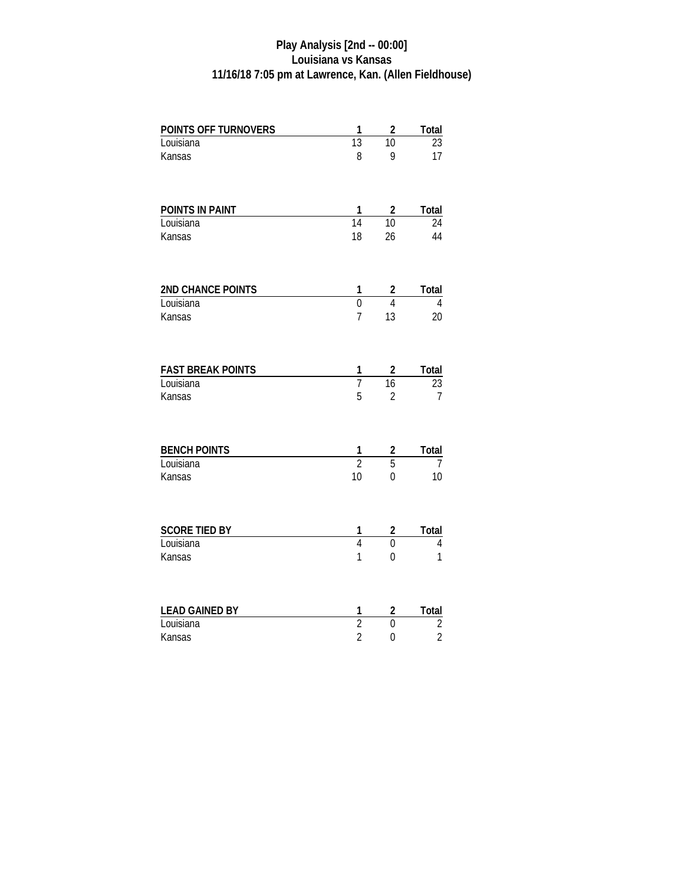# Play Analysis [2nd -- 00:00]
## Louisiana vs Kansas
### 11/16/18 7:05 pm at Lawrence, Kan. (Allen Fieldhouse)

| POINTS OFF TURNOVERS | 1 | 2 | Total |
|---|---|---|---|
| Louisiana | 13 | 10 | 23 |
| Kansas | 8 | 9 | 17 |

| POINTS IN PAINT | 1 | 2 | Total |
|---|---|---|---|
| Louisiana | 14 | 10 | 24 |
| Kansas | 18 | 26 | 44 |

| 2ND CHANCE POINTS | 1 | 2 | Total |
|---|---|---|---|
| Louisiana | 0 | 4 | 4 |
| Kansas | 7 | 13 | 20 |

| FAST BREAK POINTS | 1 | 2 | Total |
|---|---|---|---|
| Louisiana | 7 | 16 | 23 |
| Kansas | 5 | 2 | 7 |

| BENCH POINTS | 1 | 2 | Total |
|---|---|---|---|
| Louisiana | 2 | 5 | 7 |
| Kansas | 10 | 0 | 10 |

| SCORE TIED BY | 1 | 2 | Total |
|---|---|---|---|
| Louisiana | 4 | 0 | 4 |
| Kansas | 1 | 0 | 1 |

| LEAD GAINED BY | 1 | 2 | Total |
|---|---|---|---|
| Louisiana | 2 | 0 | 2 |
| Kansas | 2 | 0 | 2 |